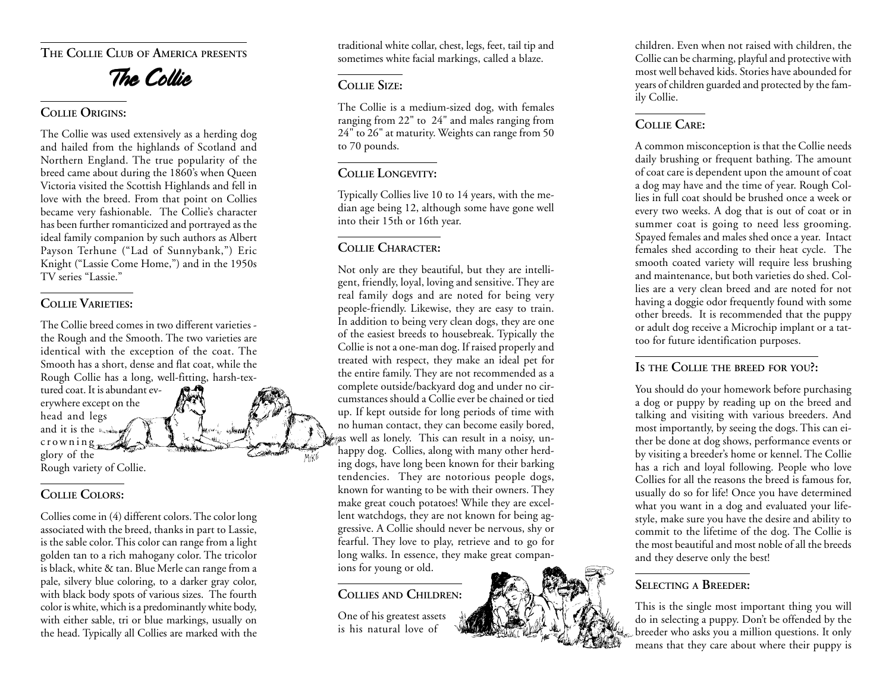**The Collie Club of America presents**

# The Collie

## Collie Origins:

The Collie was used extensively as a herding dog and hailed from the highlands of Scotland and Northern England. The true popularity of the breed came about during the 1860's when Queen Victoria visited the Scottish Highlands and fell in love with the breed. From that point on Collies became very fashionable. The Collie's character has been further romanticized and portrayed as the ideal family companion by such authors as Albert Payson Terhune ("Lad of Sunnybank,") Eric Knight ("Lassie Come Home,") and in the 1950s TV series "Lassie."

## Collie Varieties:

The Collie breed comes in two different varieties - the Rough and the Smooth. The two varieties are identical with the exception of the coat. The Smooth has a short, dense and flat coat, while the Rough Collie has a long, well-fitting, harsh-textured coat. It is abundant everywhere except on the head and legs and it is the crowning glory of the Rough variety of Collie.

## Collie Colors:

Collies come in (4) different colors. The color long associated with the breed, thanks in part to Lassie, is the sable color. This color can range from a light golden tan to a rich mahogany color. The tricolor is black, white & tan. Blue Merle can range from a pale, silvery blue coloring, to a darker gray color, with black body spots of various sizes. The fourth color is white, which is a predominantly white body, with either sable, tri or blue markings, usually on the head. Typically all Collies are marked with the traditional white collar, chest, legs, feet, tail tip and sometimes white facial markings, called a blaze.

## Collie Size:

The Collie is a medium-sized dog, with females ranging from 22" to 24" and males ranging from 24" to 26" at maturity. Weights can range from 50 to 70 pounds.

## Collie Longevity:

Typically Collies live 10 to 14 years, with the median age being 12, although some have gone well into their 15th or 16th year.

## Collie Character:

Not only are they beautiful, but they are intelligent, friendly, loyal, loving and sensitive. They are real family dogs and are noted for being very people-friendly. Likewise, they are easy to train. In addition to being very clean dogs, they are one of the easiest breeds to housebreak. Typically the Collie is not a one-man dog. If raised properly and treated with respect, they make an ideal pet for the entire family. They are not recommended as a complete outside/backyard dog and under no circumstances should a Collie ever be chained or tied up. If kept outside for long periods of time with no human contact, they can become easily bored, as well as lonely. This can result in a noisy, unhappy dog. Collies, along with many other herding dogs, have long been known for their barking tendencies. They are notorious people dogs, known for wanting to be with their owners. They make great couch potatoes! While they are excellent watchdogs, they are not known for being aggressive. A Collie should never be nervous, shy or fearful. They love to play, retrieve and to go for long walks. In essence, they make great companions for young or old.

## Collies and Children:

One of his greatest assets is his natural love of children. Even when not raised with children, the Collie can be charming, playful and protective with most well behaved kids. Stories have abounded for years of children guarded and protected by the family Collie.

## Collie Care:

A common misconception is that the Collie needs daily brushing or frequent bathing. The amount of coat care is dependent upon the amount of coat a dog may have and the time of year. Rough Collies in full coat should be brushed once a week or every two weeks. A dog that is out of coat or in summer coat is going to need less grooming. Spayed females and males shed once a year. Intact females shed according to their heat cycle. The smooth coated variety will require less brushing and maintenance, but both varieties do shed. Collies are a very clean breed and are noted for not having a doggie odor frequently found with some other breeds. It is recommended that the puppy or adult dog receive a Microchip implant or a tattoo for future identification purposes.

## Is the Collie the breed for you?:

You should do your homework before purchasing a dog or puppy by reading up on the breed and talking and visiting with various breeders. And most importantly, by seeing the dogs. This can either be done at dog shows, performance events or by visiting a breeder's home or kennel. The Collie has a rich and loyal following. People who love Collies for all the reasons the breed is famous for, usually do so for life! Once you have determined what you want in a dog and evaluated your lifestyle, make sure you have the desire and ability to commit to the lifetime of the dog. The Collie is the most beautiful and most noble of all the breeds and they deserve only the best!

## Selecting a Breeder:

This is the single most important thing you will do in selecting a puppy. Don't be offended by the breeder who asks you a million questions. It only means that they care about where their puppy is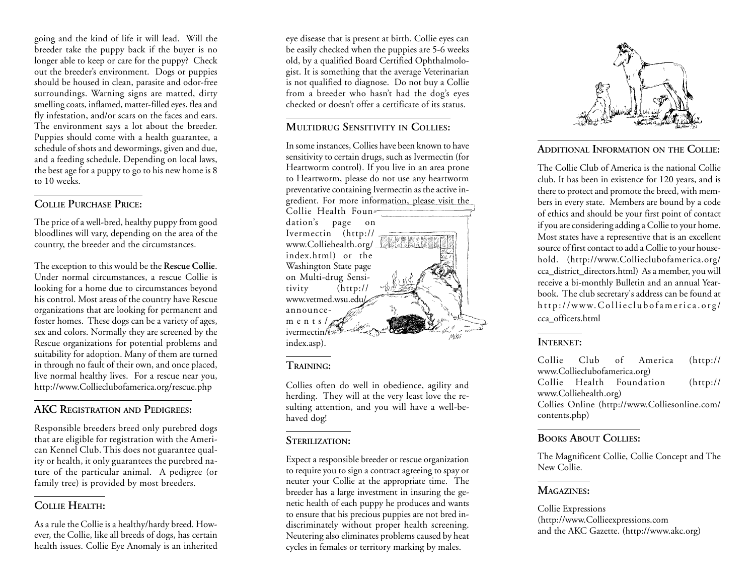going and the kind of life it will lead. Will the breeder take the puppy back if the buyer is no longer able to keep or care for the puppy? Check out the breeder's environment. Dogs or puppies should be housed in clean, parasite and odor-free surroundings. Warning signs are matted, dirty smelling coats, inflamed, matter-filled eyes, flea and fly infestation, and/or scars on the faces and ears. The environment says a lot about the breeder. Puppies should come with a health guarantee, a schedule of shots and dewormings, given and due, and a feeding schedule. Depending on local laws, the best age for a puppy to go to his new home is 8 to 10 weeks.

## Collie Purchase Price:

The price of a well-bred, healthy puppy from good bloodlines will vary, depending on the area of the country, the breeder and the circumstances.

The exception to this would be the **Rescue Collie**. Under normal circumstances, a rescue Collie is looking for a home due to circumstances beyond his control. Most areas of the country have Rescue organizations that are looking for permanent and foster homes. These dogs can be a variety of ages, sex and colors. Normally they are screened by the Rescue organizations for potential problems and suitability for adoption. Many of them are turned in through no fault of their own, and once placed, live normal healthy lives. For a rescue near you, http://www.Collieclubofamerica.org/rescue.php

## AKC Registration and Pedigrees:

Responsible breeders breed only purebred dogs that are eligible for registration with the American Kennel Club. This does not guarantee quality or health, it only guarantees the purebred nature of the particular animal. A pedigree (or family tree) is provided by most breeders.

## Collie Health:

As a rule the Collie is a healthy/hardy breed. However, the Collie, like all breeds of dogs, has certain health issues. Collie Eye Anomaly is an inherited eye disease that is present at birth. Collie eyes can be easily checked when the puppies are 5-6 weeks old, by a qualified Board Certified Ophthalmologist. It is something that the average Veterinarian is not qualified to diagnose. Do not buy a Collie from a breeder who hasn't had the dog's eyes checked or doesn't offer a certificate of its status.

## Multidrug Sensitivity in Collies:

In some instances, Collies have been known to have sensitivity to certain drugs, such as Ivermectin (for Heartworm control). If you live in an area prone to Heartworm, please do not use any heartworm preventative containing Ivermectin as the active ingredient. For more information, please visit the Collie Health Foundation's page on Ivermectin (http://www.Colliehealth.org/index.html) or the Washington State page on Multi-drug Sensitivity (http://www.vetmed.wsu.edu/announcements/ivermectin/index.asp).

## Training:

Collies often do well in obedience, agility and herding. They will at the very least love the resulting attention, and you will have a well-behaved dog!

## Sterilization:

Expect a responsible breeder or rescue organization to require you to sign a contract agreeing to spay or neuter your Collie at the appropriate time. The breeder has a large investment in insuring the genetic health of each puppy he produces and wants to ensure that his precious puppies are not bred indiscriminately without proper health screening. Neutering also eliminates problems caused by heat cycles in females or territory marking by males.

## Additional Information on the Collie:

The Collie Club of America is the national Collie club. It has been in existence for 120 years, and is there to protect and promote the breed, with members in every state. Members are bound by a code of ethics and should be your first point of contact if you are considering adding a Collie to your home. Most states have a representive that is an excellent source of first contact to add a Collie to your household. (http://www.Collieclubofamerica.org/cca_district_directors.html) As a member, you will receive a bi-monthly Bulletin and an annual Yearbook. The club secretary's address can be found at http://www.Collieclubofamerica.org/cca_officers.html

## Internet:

Collie Club of America (http://www.Collieclubofamerica.org)
Collie Health Foundation (http://www.Colliehealth.org)
Collies Online (http://www.Colliesonline.com/contents.php)

## Books About Collies:

The Magnificent Collie, Collie Concept and The New Collie.

## Magazines:

Collie Expressions
(http://www.Collieexpressions.com
and the AKC Gazette. (http://www.akc.org)